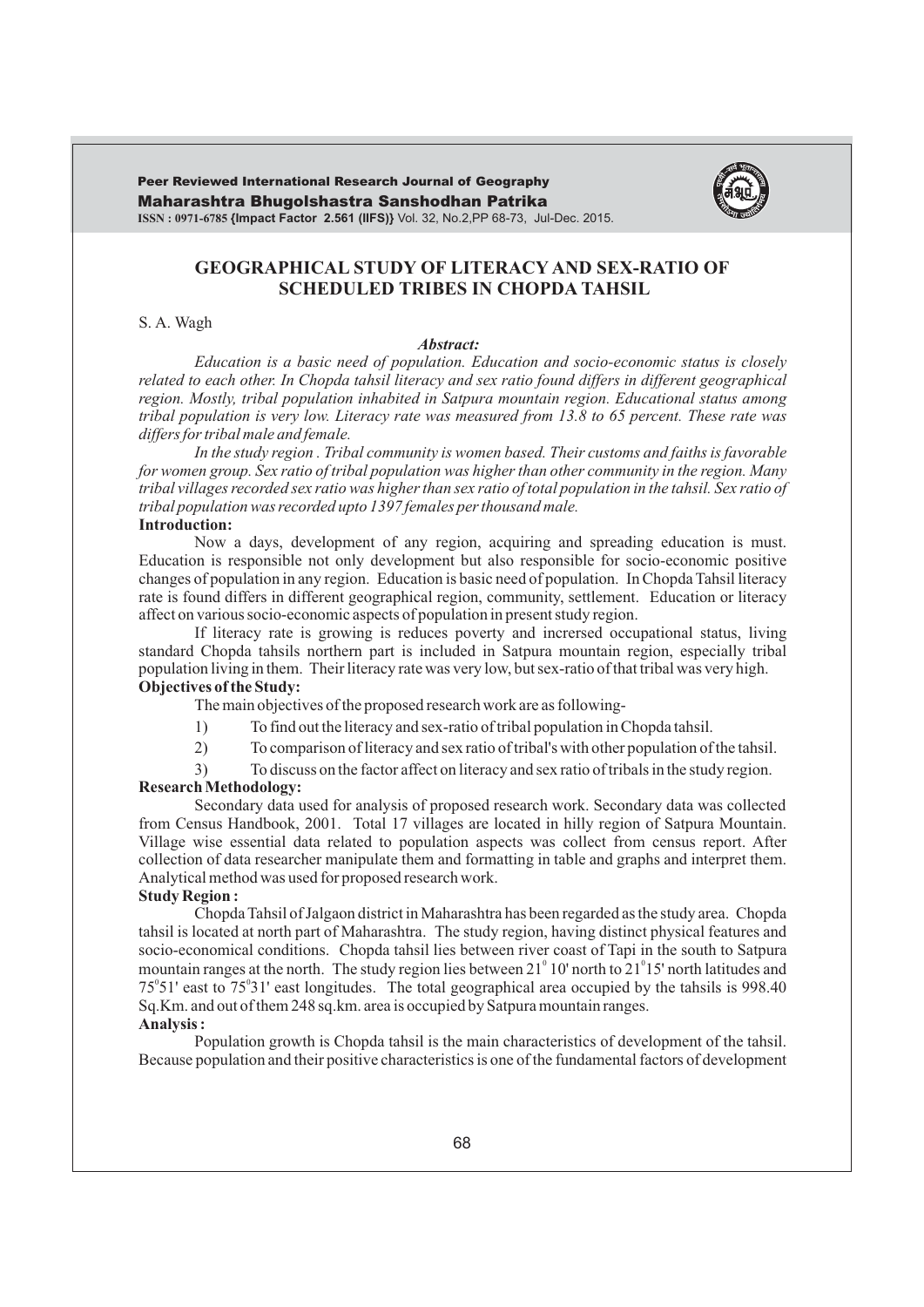# GEOGRAPHICAL STUDY OF LITERACY AND SEX-RATIO OF SCHEDULED TRIBES IN CHOPDA TAHSIL

S. A. Wagh

***Abstract:***

*Education is a basic need of population. Education and socio-economic status is closely related to each other. In Chopda tahsil literacy and sex ratio found differs in different geographical region. Mostly, tribal population inhabited in Satpura mountain region. Educational status among tribal population is very low. Literacy rate was measured from 13.8 to 65 percent. These rate was differs for tribal male and female.*

*In the study region . Tribal community is women based. Their customs and faiths is favorable for women group. Sex ratio of tribal population was higher than other community in the region. Many tribal villages recorded sex ratio was higher than sex ratio of total population in the tahsil. Sex ratio of tribal population was recorded upto 1397 females per thousand male.*

**Introduction:**

Now a days, development of any region, acquiring and spreading education is must. Education is responsible not only development but also responsible for socio-economic positive changes of population in any region. Education is basic need of population. In Chopda Tahsil literacy rate is found differs in different geographical region, community, settlement. Education or literacy affect on various socio-economic aspects of population in present study region.

If literacy rate is growing is reduces poverty and incrersed occupational status, living standard Chopda tahsils northern part is included in Satpura mountain region, especially tribal population living in them. Their literacy rate was very low, but sex-ratio of that tribal was very high.

**Objectives of the Study:**

The main objectives of the proposed research work are as following-

1) To find out the literacy and sex-ratio of tribal population in Chopda tahsil.
2) To comparison of literacy and sex ratio of tribal's with other population of the tahsil.
3) To discuss on the factor affect on literacy and sex ratio of tribals in the study region.

**Research Methodology:**

Secondary data used for analysis of proposed research work. Secondary data was collected from Census Handbook, 2001. Total 17 villages are located in hilly region of Satpura Mountain. Village wise essential data related to population aspects was collect from census report. After collection of data researcher manipulate them and formatting in table and graphs and interpret them. Analytical method was used for proposed research work.

**Study Region :**

Chopda Tahsil of Jalgaon district in Maharashtra has been regarded as the study area. Chopda tahsil is located at north part of Maharashtra. The study region, having distinct physical features and socio-economical conditions. Chopda tahsil lies between river coast of Tapi in the south to Satpura mountain ranges at the north. The study region lies between $21^{0}$ 10' north to $21^{0}$15' north latitudes and $75^{0}$51' east to $75^{0}$31' east longitudes. The total geographical area occupied by the tahsils is 998.40 Sq.Km. and out of them 248 sq.km. area is occupied by Satpura mountain ranges.

**Analysis :**

Population growth is Chopda tahsil is the main characteristics of development of the tahsil. Because population and their positive characteristics is one of the fundamental factors of development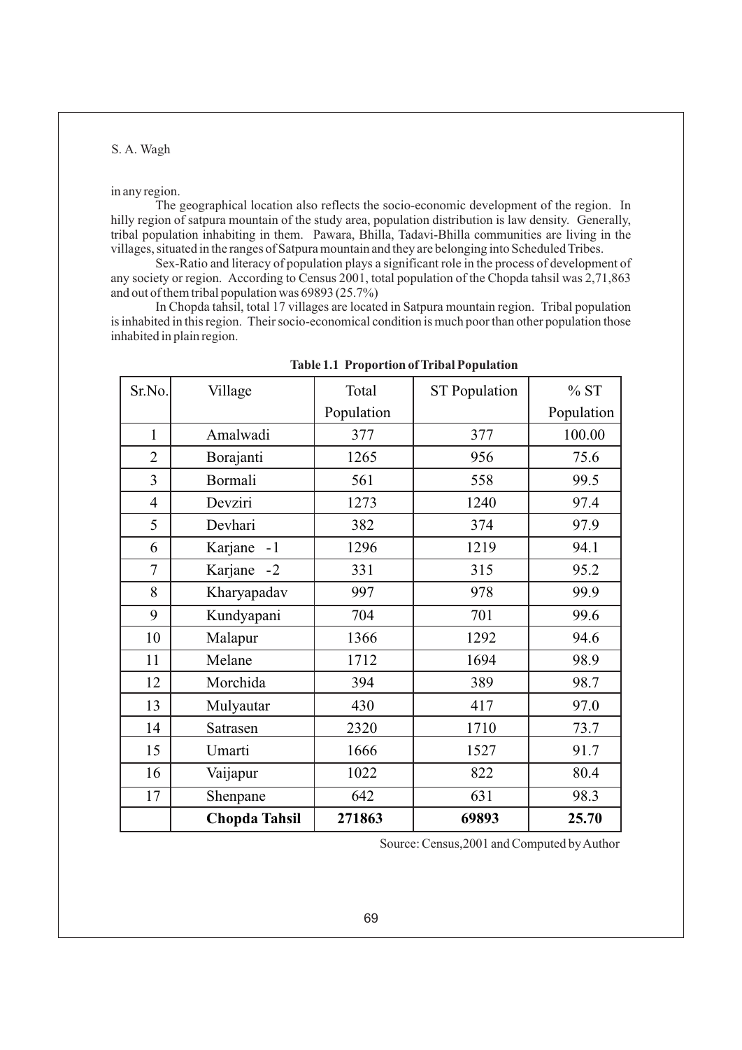in any region.

The geographical location also reflects the socio-economic development of the region. In hilly region of satpura mountain of the study area, population distribution is law density. Generally, tribal population inhabiting in them. Pawara, Bhilla, Tadavi-Bhilla communities are living in the villages, situated in the ranges of Satpura mountain and they are belonging into Scheduled Tribes.

Sex-Ratio and literacy of population plays a significant role in the process of development of any society or region. According to Census 2001, total population of the Chopda tahsil was 2,71,863 and out of them tribal population was 69893 (25.7%)

In Chopda tahsil, total 17 villages are located in Satpura mountain region. Tribal population is inhabited in this region. Their socio-economical condition is much poor than other population those inhabited in plain region.

**Table 1.1 Proportion of Tribal Population**

| Sr.No. | Village | Total Population | ST Population | % ST Population |
|---|---|---|---|---|
| 1 | Amalwadi | 377 | 377 | 100.00 |
| 2 | Borajanti | 1265 | 956 | 75.6 |
| 3 | Bormali | 561 | 558 | 99.5 |
| 4 | Devziri | 1273 | 1240 | 97.4 |
| 5 | Devhari | 382 | 374 | 97.9 |
| 6 | Karjane -1 | 1296 | 1219 | 94.1 |
| 7 | Karjane -2 | 331 | 315 | 95.2 |
| 8 | Kharyapadav | 997 | 978 | 99.9 |
| 9 | Kundyapani | 704 | 701 | 99.6 |
| 10 | Malapur | 1366 | 1292 | 94.6 |
| 11 | Melane | 1712 | 1694 | 98.9 |
| 12 | Morchida | 394 | 389 | 98.7 |
| 13 | Mulyautar | 430 | 417 | 97.0 |
| 14 | Satrasen | 2320 | 1710 | 73.7 |
| 15 | Umarti | 1666 | 1527 | 91.7 |
| 16 | Vaijapur | 1022 | 822 | 80.4 |
| 17 | Shenpane | 642 | 631 | 98.3 |
| | **Chopda Tahsil** | **271863** | **69893** | **25.70** |

Source: Census,2001 and Computed by Author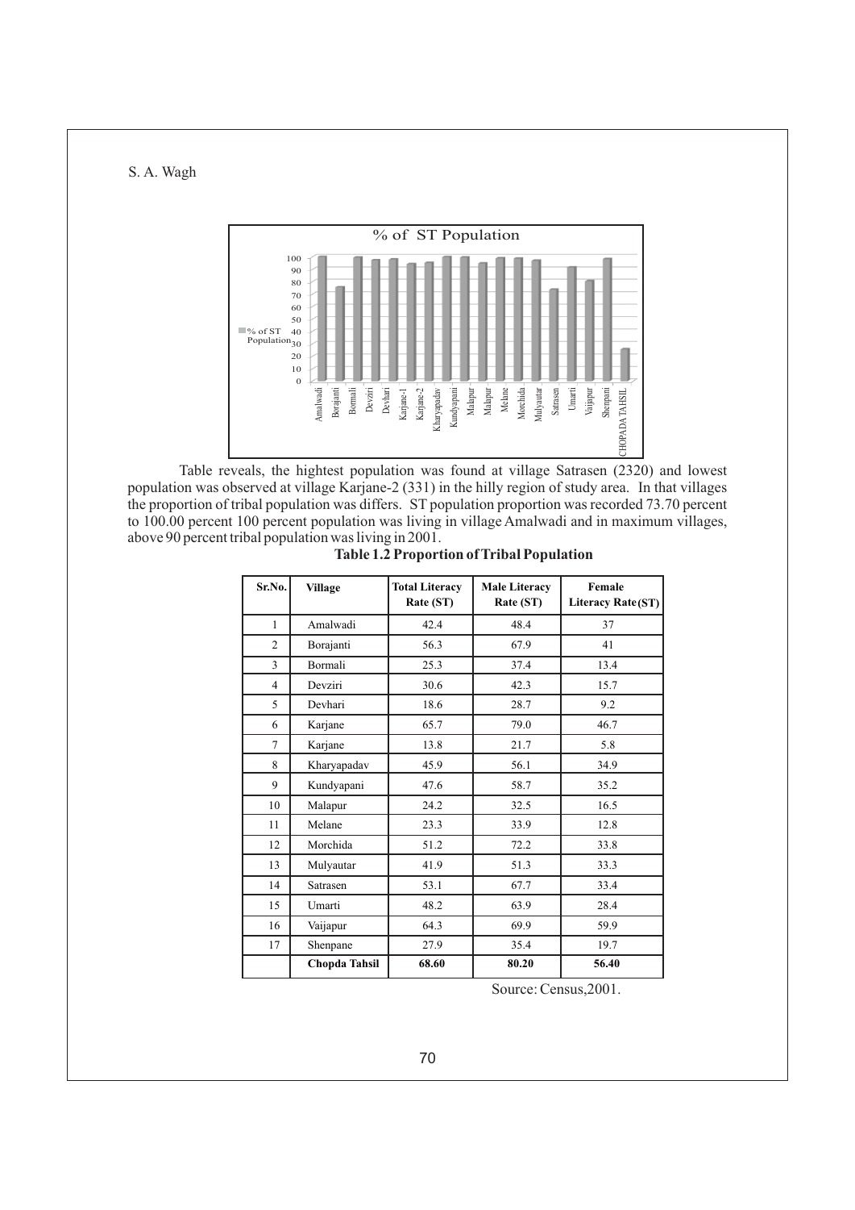Table reveals, the hightest population was found at village Satrasen (2320) and lowest population was observed at village Karjane-2 (331) in the hilly region of study area. In that villages the proportion of tribal population was differs. ST population proportion was recorded 73.70 percent to 100.00 percent 100 percent population was living in village Amalwadi and in maximum villages, above 90 percent tribal population was living in 2001.

**Table 1.2 Proportion of Tribal Population**

| Sr.No. | Village | Total Literacy Rate (ST) | Male Literacy Rate (ST) | Female Literacy Rate (ST) |
|---|---|---|---|---|
| 1 | Amalwadi | 42.4 | 48.4 | 37 |
| 2 | Borajanti | 56.3 | 67.9 | 41 |
| 3 | Bormali | 25.3 | 37.4 | 13.4 |
| 4 | Devziri | 30.6 | 42.3 | 15.7 |
| 5 | Devhari | 18.6 | 28.7 | 9.2 |
| 6 | Karjane | 65.7 | 79.0 | 46.7 |
| 7 | Karjane | 13.8 | 21.7 | 5.8 |
| 8 | Kharyapadav | 45.9 | 56.1 | 34.9 |
| 9 | Kundyapani | 47.6 | 58.7 | 35.2 |
| 10 | Malapur | 24.2 | 32.5 | 16.5 |
| 11 | Melane | 23.3 | 33.9 | 12.8 |
| 12 | Morchida | 51.2 | 72.2 | 33.8 |
| 13 | Mulyautar | 41.9 | 51.3 | 33.3 |
| 14 | Satrasen | 53.1 | 67.7 | 33.4 |
| 15 | Umarti | 48.2 | 63.9 | 28.4 |
| 16 | Vaijapur | 64.3 | 69.9 | 59.9 |
| 17 | Shenpane | 27.9 | 35.4 | 19.7 |
| | **Chopda Tahsil** | **68.60** | **80.20** | **56.40** |

Source: Census,2001.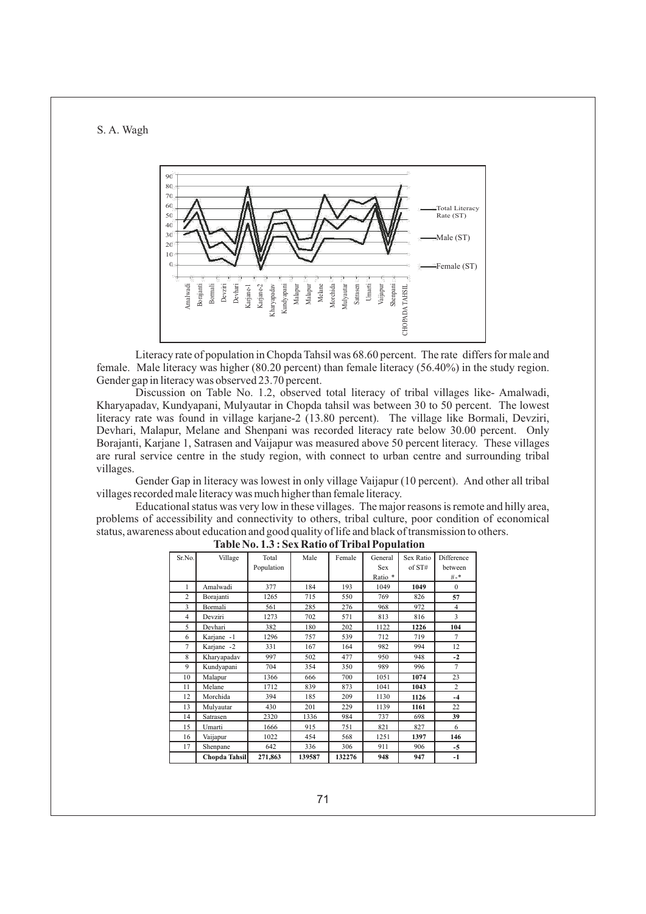Literacy rate of population in Chopda Tahsil was 68.60 percent. The rate differs for male and female. Male literacy was higher (80.20 percent) than female literacy (56.40%) in the study region. Gender gap in literacy was observed 23.70 percent.

Discussion on Table No. 1.2, observed total literacy of tribal villages like- Amalwadi, Kharyapadav, Kundyapani, Mulyautar in Chopda tahsil was between 30 to 50 percent. The lowest literacy rate was found in village karjane-2 (13.80 percent). The village like Bormali, Devziri, Devhari, Malapur, Melane and Shenpani was recorded literacy rate below 30.00 percent. Only Borajanti, Karjane 1, Satrasen and Vaijapur was measured above 50 percent literacy. These villages are rural service centre in the study region, with connect to urban centre and surrounding tribal villages.

Gender Gap in literacy was lowest in only village Vaijapur (10 percent). And other all tribal villages recorded male literacy was much higher than female literacy.

Educational status was very low in these villages. The major reasons is remote and hilly area, problems of accessibility and connectivity to others, tribal culture, poor condition of economical status, awareness about education and good quality of life and black of transmission to others.

**Table No. 1.3 : Sex Ratio of Tribal Population**

| Sr.No. | Village | Total Population | Male | Female | General Sex Ratio * | Sex Ratio of ST# | Difference between #-* |
|---|---|---|---|---|---|---|---|
| 1 | Amalwadi | 377 | 184 | 193 | 1049 | **1049** | 0 |
| 2 | Borajanti | 1265 | 715 | 550 | 769 | 826 | **57** |
| 3 | Bormali | 561 | 285 | 276 | 968 | 972 | 4 |
| 4 | Devziri | 1273 | 702 | 571 | 813 | 816 | 3 |
| 5 | Devhari | 382 | 180 | 202 | 1122 | **1226** | **104** |
| 6 | Karjane -1 | 1296 | 757 | 539 | 712 | 719 | 7 |
| 7 | Karjane -2 | 331 | 167 | 164 | 982 | 994 | 12 |
| 8 | Kharyapadav | 997 | 502 | 477 | 950 | 948 | **-2** |
| 9 | Kundyapani | 704 | 354 | 350 | 989 | 996 | 7 |
| 10 | Malapur | 1366 | 666 | 700 | 1051 | **1074** | 23 |
| 11 | Melane | 1712 | 839 | 873 | 1041 | **1043** | 2 |
| 12 | Morchida | 394 | 185 | 209 | 1130 | **1126** | **-4** |
| 13 | Mulyautar | 430 | 201 | 229 | 1139 | **1161** | 22 |
| 14 | Satrasen | 2320 | 1336 | 984 | 737 | 698 | **39** |
| 15 | Umarti | 1666 | 915 | 751 | 821 | 827 | 6 |
| 16 | Vaijapur | 1022 | 454 | 568 | 1251 | **1397** | **146** |
| 17 | Shenpane | 642 | 336 | 306 | 911 | 906 | **-5** |
| | **Chopda Tahsil** | **271,863** | **139587** | **132276** | **948** | **947** | **-1** |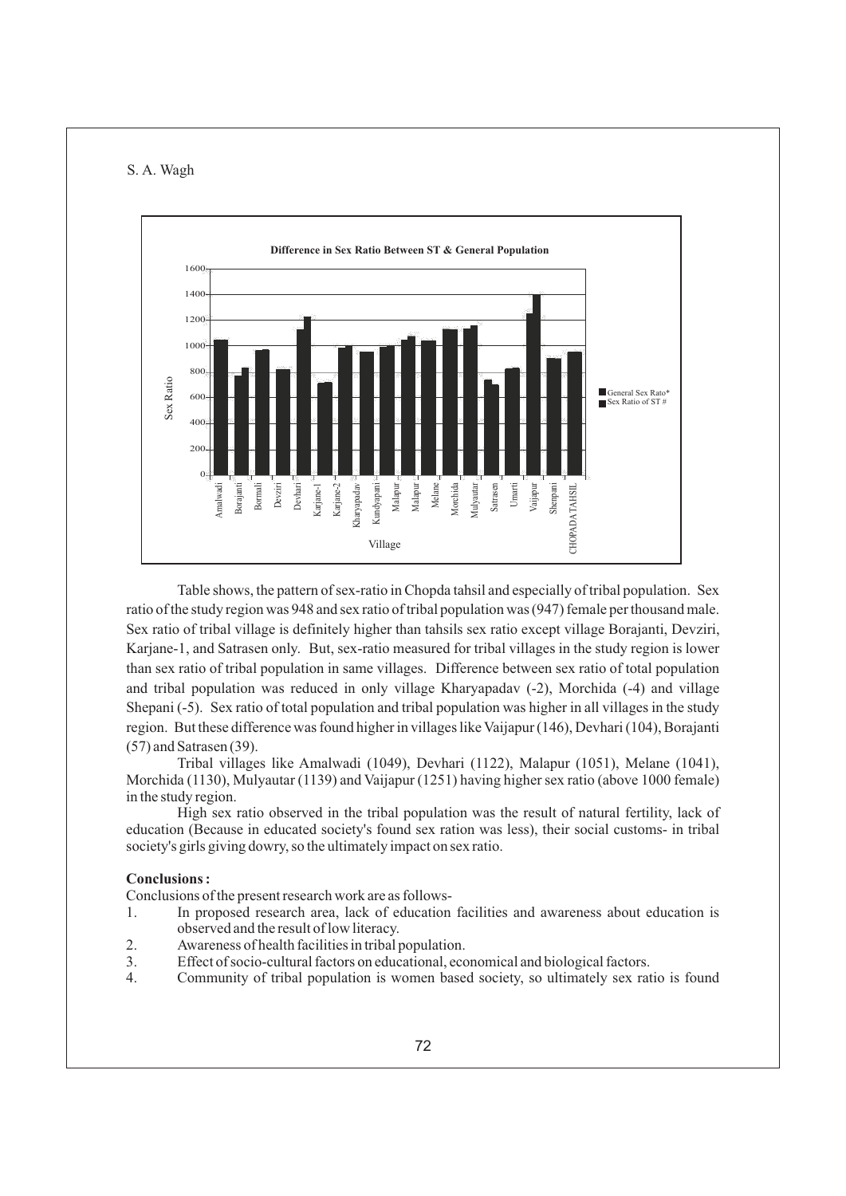**Difference in Sex Ratio Between ST & General Population**

Table shows, the pattern of sex-ratio in Chopda tahsil and especially of tribal population. Sex ratio of the study region was 948 and sex ratio of tribal population was (947) female per thousand male. Sex ratio of tribal village is definitely higher than tahsils sex ratio except village Borajanti, Devziri, Karjane-1, and Satrasen only. But, sex-ratio measured for tribal villages in the study region is lower than sex ratio of tribal population in same villages. Difference between sex ratio of total population and tribal population was reduced in only village Kharyapadav (-2), Morchida (-4) and village Shepani (-5). Sex ratio of total population and tribal population was higher in all villages in the study region. But these difference was found higher in villages like Vaijapur (146), Devhari (104), Borajanti (57) and Satrasen (39).

Tribal villages like Amalwadi (1049), Devhari (1122), Malapur (1051), Melane (1041), Morchida (1130), Mulyautar (1139) and Vaijapur (1251) having higher sex ratio (above 1000 female) in the study region.

High sex ratio observed in the tribal population was the result of natural fertility, lack of education (Because in educated society's found sex ration was less), their social customs- in tribal society's girls giving dowry, so the ultimately impact on sex ratio.

**Conclusions :**

Conclusions of the present research work are as follows-

1. In proposed research area, lack of education facilities and awareness about education is observed and the result of low literacy.
2. Awareness of health facilities in tribal population.
3. Effect of socio-cultural factors on educational, economical and biological factors.
4. Community of tribal population is women based society, so ultimately sex ratio is found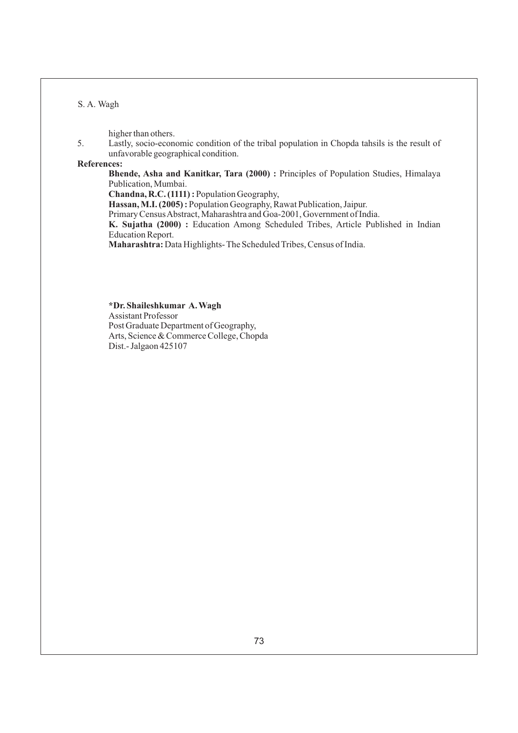higher than others.

5. Lastly, socio-economic condition of the tribal population in Chopda tahsils is the result of unfavorable geographical condition.

**References:**

**Bhende, Asha and Kanitkar, Tara (2000) :** Principles of Population Studies, Himalaya Publication, Mumbai.

**Chandna, R.C. (1111) :** Population Geography,

**Hassan, M.I. (2005) :** Population Geography, Rawat Publication, Jaipur.

Primary Census Abstract, Maharashtra and Goa-2001, Government of India.

**K. Sujatha (2000) :** Education Among Scheduled Tribes, Article Published in Indian Education Report.

**Maharashtra:** Data Highlights- The Scheduled Tribes, Census of India.

**\*Dr. Shaileshkumar A. Wagh**
Assistant Professor
Post Graduate Department of Geography,
Arts, Science & Commerce College, Chopda
Dist.- Jalgaon 425107